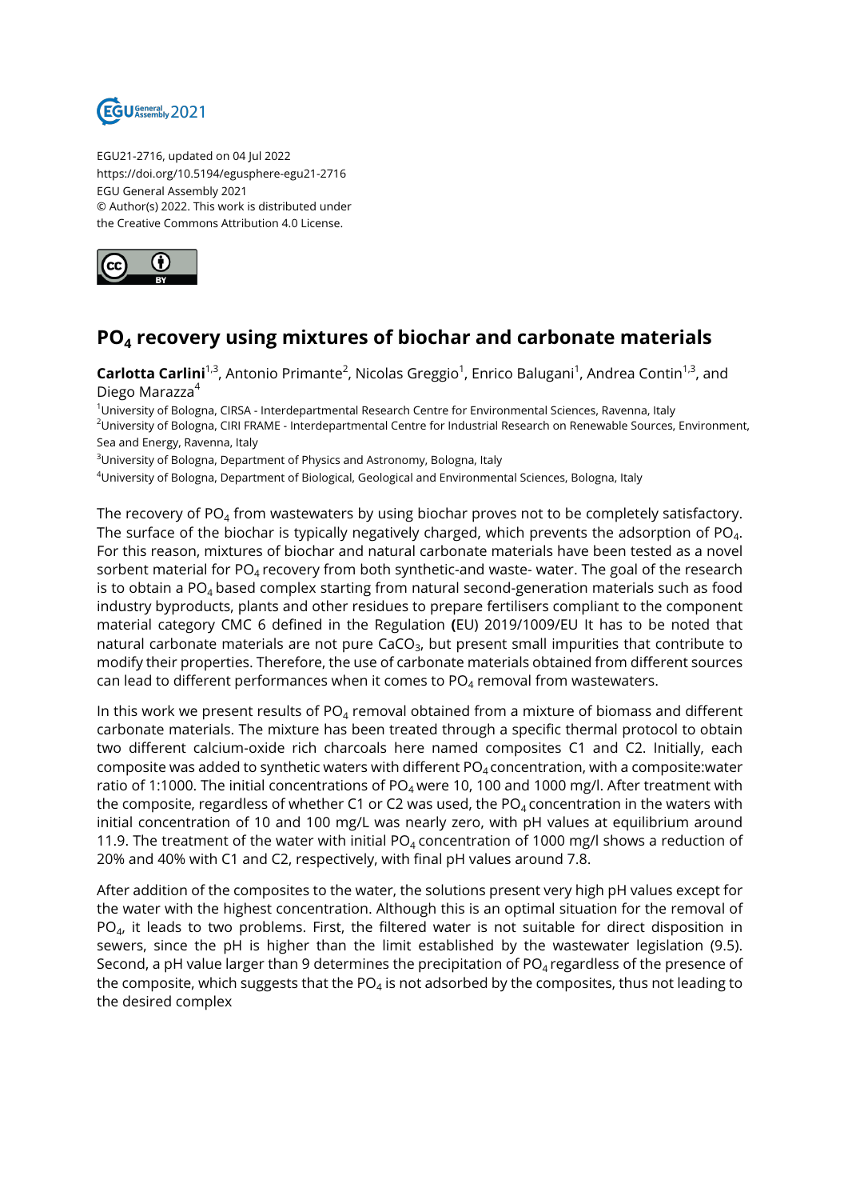EGU21-2716, updated on 04 Jul 2022
https://doi.org/10.5194/egusphere-egu21-2716
EGU General Assembly 2021
© Author(s) 2022. This work is distributed under
the Creative Commons Attribution 4.0 License.

# $PO_4$ recovery using mixtures of biochar and carbonate materials

**Carlotta Carlini**[1,3], Antonio Primante[2], Nicolas Greggio[1], Enrico Balugani[1], Andrea Contin[1,3], and Diego Marazza[4]

[1]University of Bologna, CIRSA - Interdepartmental Research Centre for Environmental Sciences, Ravenna, Italy
[2]University of Bologna, CIRI FRAME - Interdepartmental Centre for Industrial Research on Renewable Sources, Environment, Sea and Energy, Ravenna, Italy
[3]University of Bologna, Department of Physics and Astronomy, Bologna, Italy
[4]University of Bologna, Department of Biological, Geological and Environmental Sciences, Bologna, Italy

The recovery of $PO_4$ from wastewaters by using biochar proves not to be completely satisfactory. The surface of the biochar is typically negatively charged, which prevents the adsorption of $PO_4$. For this reason, mixtures of biochar and natural carbonate materials have been tested as a novel sorbent material for $PO_4$ recovery from both synthetic-and waste- water. The goal of the research is to obtain a $PO_4$ based complex starting from natural second-generation materials such as food industry byproducts, plants and other residues to prepare fertilisers compliant to the component material category CMC 6 defined in the Regulation **(**EU) 2019/1009/EU It has to be noted that natural carbonate materials are not pure $CaCO_3$, but present small impurities that contribute to modify their properties. Therefore, the use of carbonate materials obtained from different sources can lead to different performances when it comes to $PO_4$ removal from wastewaters.

In this work we present results of $PO_4$ removal obtained from a mixture of biomass and different carbonate materials. The mixture has been treated through a specific thermal protocol to obtain two different calcium-oxide rich charcoals here named composites C1 and C2. Initially, each composite was added to synthetic waters with different $PO_4$ concentration, with a composite:water ratio of 1:1000. The initial concentrations of $PO_4$ were 10, 100 and 1000 mg/l. After treatment with the composite, regardless of whether C1 or C2 was used, the $PO_4$ concentration in the waters with initial concentration of 10 and 100 mg/L was nearly zero, with pH values at equilibrium around 11.9. The treatment of the water with initial $PO_4$ concentration of 1000 mg/l shows a reduction of 20% and 40% with C1 and C2, respectively, with final pH values around 7.8.

After addition of the composites to the water, the solutions present very high pH values except for the water with the highest concentration. Although this is an optimal situation for the removal of $PO_4$, it leads to two problems. First, the filtered water is not suitable for direct disposition in sewers, since the pH is higher than the limit established by the wastewater legislation (9.5). Second, a pH value larger than 9 determines the precipitation of $PO_4$ regardless of the presence of the composite, which suggests that the $PO_4$ is not adsorbed by the composites, thus not leading to the desired complex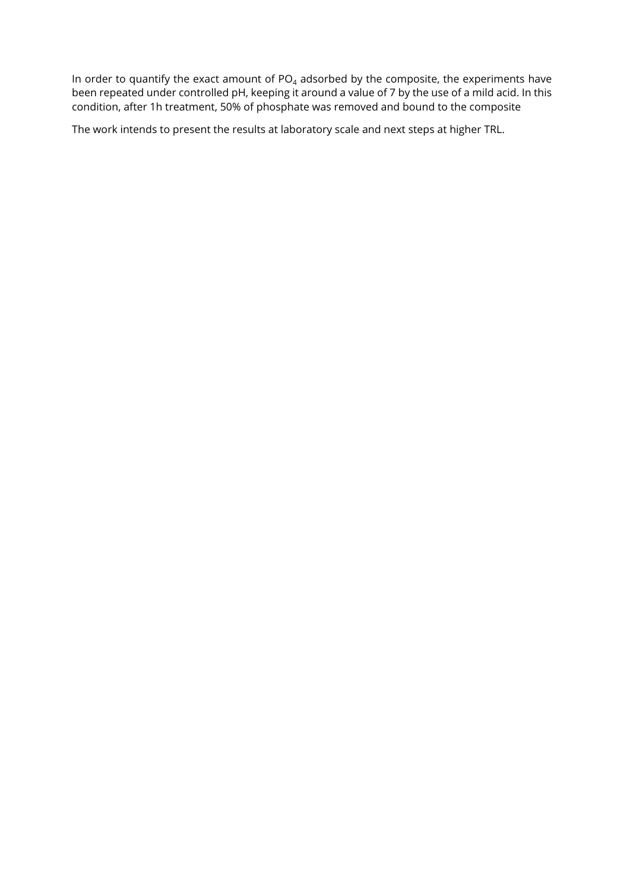In order to quantify the exact amount of $PO_4$ adsorbed by the composite, the experiments have been repeated under controlled pH, keeping it around a value of 7 by the use of a mild acid. In this condition, after 1h treatment, 50% of phosphate was removed and bound to the composite

The work intends to present the results at laboratory scale and next steps at higher TRL.